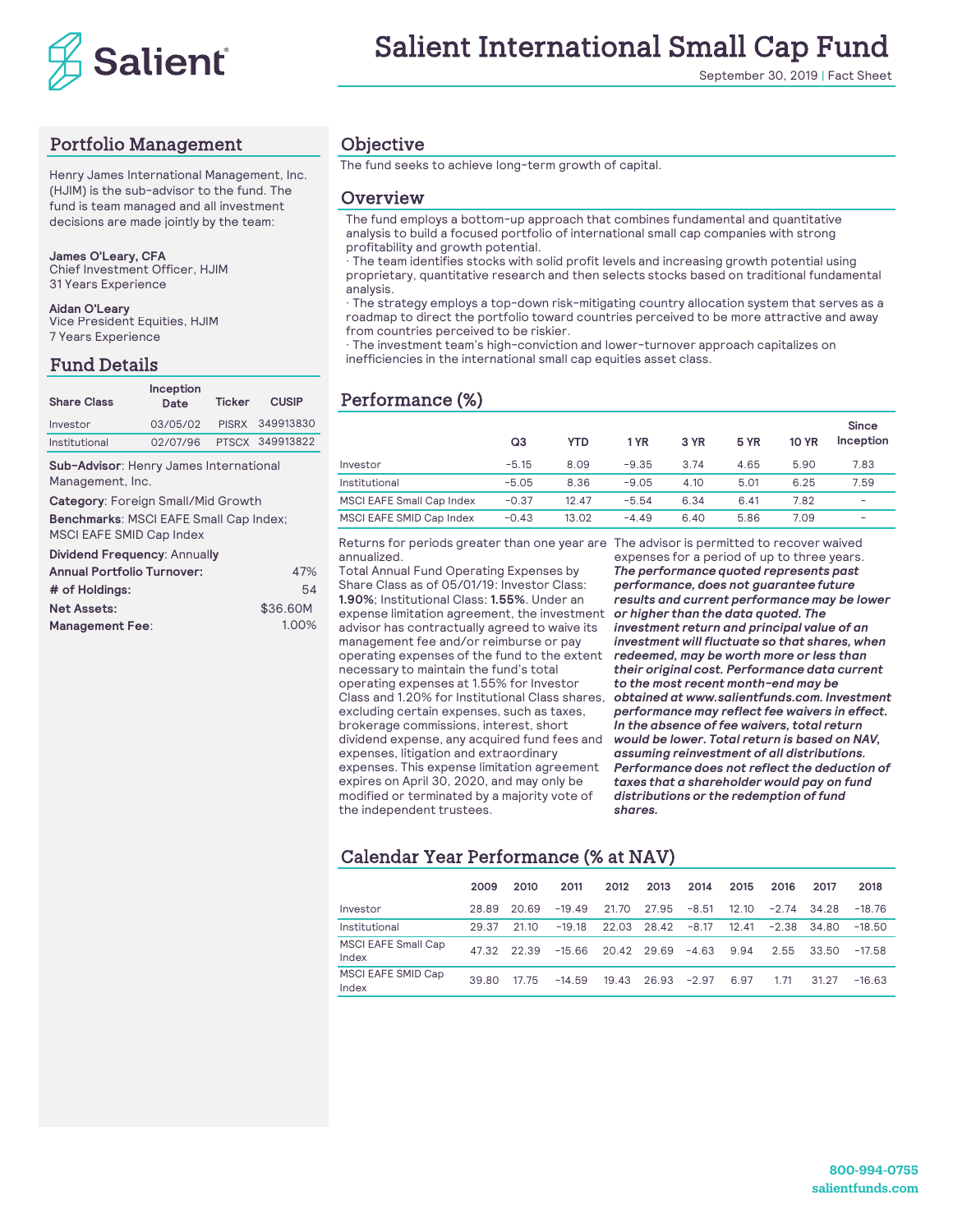# Salient International Small Cap Fund

September 30, 2019 | Fact Sheet

## Portfolio Management

Henry James International Management, Inc. (HJIM) is the sub-advisor to the fund. The fund is team managed and all investment decisions are made jointly by the team:

**James O'Leary, CFA**
Chief Investment Officer, HJIM
31 Years Experience

**Aidan O'Leary**
Vice President Equities, HJIM
7 Years Experience

## Fund Details

| Share Class | Inception Date | Ticker | CUSIP |
|---|---|---|---|
| Investor | 03/05/02 | PISRX | 349913830 |
| Institutional | 02/07/96 | PTSCX | 349913822 |

**Sub-Advisor**: Henry James International Management, Inc.

**Category**: Foreign Small/Mid Growth

**Benchmarks**: MSCI EAFE Small Cap Index; MSCI EAFE SMID Cap Index

**Dividend Frequency**: Annually

| | |
|---|---|
| **Annual Portfolio Turnover:** | 47% |
| **# of Holdings:** | 54 |
| **Net Assets:** | $36.60M |
| **Management Fee**: | 1.00% |

## Objective

The fund seeks to achieve long-term growth of capital.

## Overview

The fund employs a bottom-up approach that combines fundamental and quantitative analysis to build a focused portfolio of international small cap companies with strong profitability and growth potential.

· The team identifies stocks with solid profit levels and increasing growth potential using proprietary, quantitative research and then selects stocks based on traditional fundamental analysis.

· The strategy employs a top-down risk-mitigating country allocation system that serves as a roadmap to direct the portfolio toward countries perceived to be more attractive and away from countries perceived to be riskier.

· The investment team's high-conviction and lower-turnover approach capitalizes on inefficiencies in the international small cap equities asset class.

## Performance (%)

| | Q3 | YTD | 1 YR | 3 YR | 5 YR | 10 YR | Since Inception |
|---|---|---|---|---|---|---|---|
| Investor | −5.15 | 8.09 | −9.35 | 3.74 | 4.65 | 5.90 | 7.83 |
| Institutional | −5.05 | 8.36 | −9.05 | 4.10 | 5.01 | 6.25 | 7.59 |
| MSCI EAFE Small Cap Index | −0.37 | 12.47 | −5.54 | 6.34 | 6.41 | 7.82 | – |
| MSCI EAFE SMID Cap Index | −0.43 | 13.02 | −4.49 | 6.40 | 5.86 | 7.09 | – |

Returns for periods greater than one year are annualized.

Total Annual Fund Operating Expenses by Share Class as of 05/01/19: Investor Class: **1.90%**; Institutional Class: **1.55%**. Under an expense limitation agreement, the investment advisor has contractually agreed to waive its management fee and/or reimburse or pay operating expenses of the fund to the extent necessary to maintain the fund's total operating expenses at 1.55% for Investor Class and 1.20% for Institutional Class shares, excluding certain expenses, such as taxes, brokerage commissions, interest, short dividend expense, any acquired fund fees and expenses, litigation and extraordinary expenses. This expense limitation agreement expires on April 30, 2020, and may only be modified or terminated by a majority vote of the independent trustees. The advisor is permitted to recover waived expenses for a period of up to three years. ***The performance quoted represents past performance, does not guarantee future results and current performance may be lower or higher than the data quoted. The investment return and principal value of an investment will fluctuate so that shares, when redeemed, may be worth more or less than their original cost. Performance data current to the most recent month-end may be obtained at www.salientfunds.com. Investment performance may reflect fee waivers in effect. In the absence of fee waivers, total return would be lower. Total return is based on NAV, assuming reinvestment of all distributions. Performance does not reflect the deduction of taxes that a shareholder would pay on fund distributions or the redemption of fund shares.***

## Calendar Year Performance (% at NAV)

| | 2009 | 2010 | 2011 | 2012 | 2013 | 2014 | 2015 | 2016 | 2017 | 2018 |
|---|---|---|---|---|---|---|---|---|---|---|
| Investor | 28.89 | 20.69 | −19.49 | 21.70 | 27.95 | −8.51 | 12.10 | −2.74 | 34.28 | −18.76 |
| Institutional | 29.37 | 21.10 | −19.18 | 22.03 | 28.42 | −8.17 | 12.41 | −2.38 | 34.80 | −18.50 |
| MSCI EAFE Small Cap Index | 47.32 | 22.39 | −15.66 | 20.42 | 29.69 | −4.63 | 9.94 | 2.55 | 33.50 | −17.58 |
| MSCI EAFE SMID Cap Index | 39.80 | 17.75 | −14.59 | 19.43 | 26.93 | −2.97 | 6.97 | 1.71 | 31.27 | −16.63 |

**800-994-0755**
**salientfunds.com**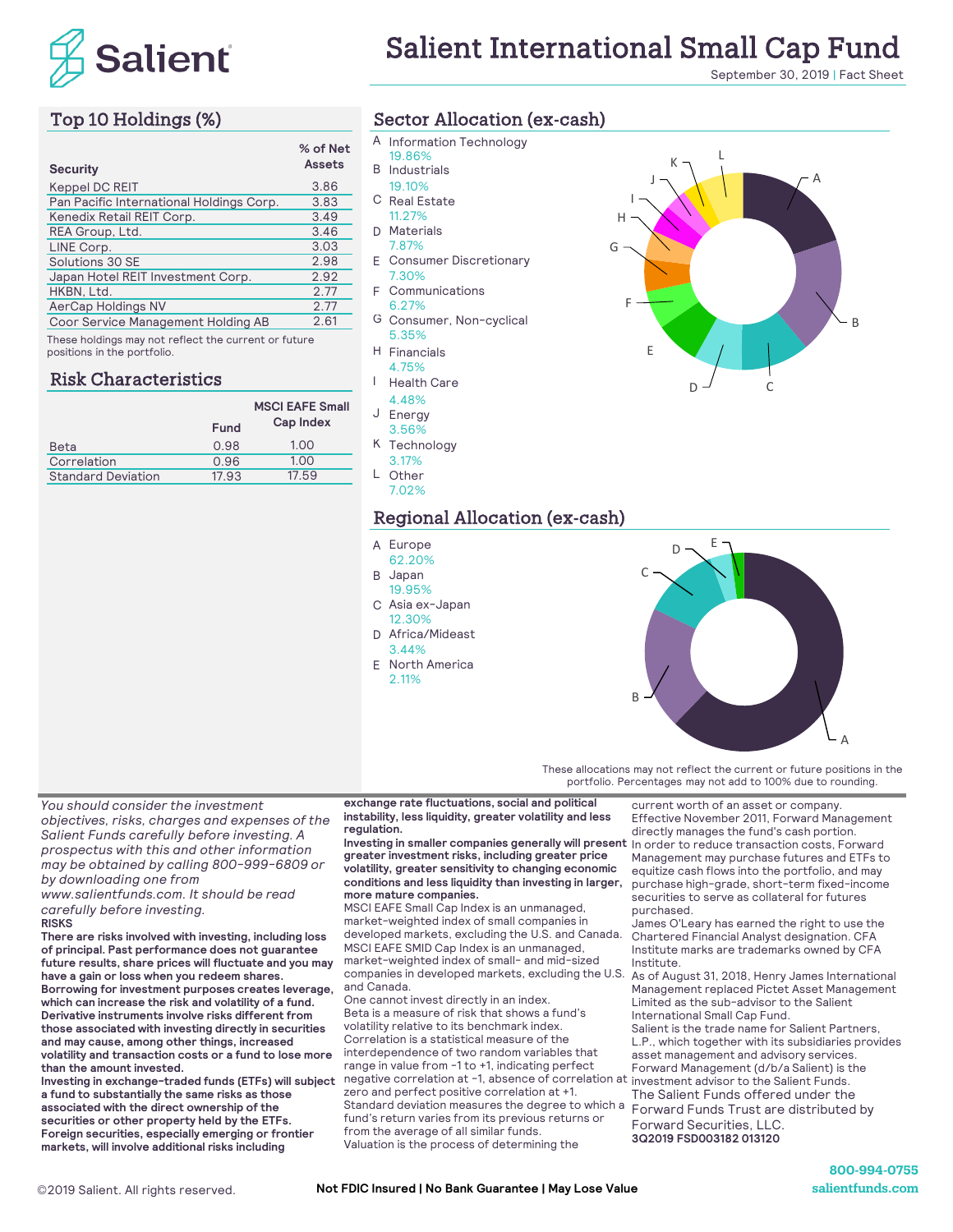# Salient International Small Cap Fund

September 30, 2019 | Fact Sheet

## Top 10 Holdings (%)

| Security | % of Net Assets |
|---|---|
| Keppel DC REIT | 3.86 |
| Pan Pacific International Holdings Corp. | 3.83 |
| Kenedix Retail REIT Corp. | 3.49 |
| REA Group, Ltd. | 3.46 |
| LINE Corp. | 3.03 |
| Solutions 30 SE | 2.98 |
| Japan Hotel REIT Investment Corp. | 2.92 |
| HKBN, Ltd. | 2.77 |
| AerCap Holdings NV | 2.77 |
| Coor Service Management Holding AB | 2.61 |

These holdings may not reflect the current or future positions in the portfolio.

## Risk Characteristics

| | Fund | MSCI EAFE Small Cap Index |
|---|---|---|
| Beta | 0.98 | 1.00 |
| Correlation | 0.96 | 1.00 |
| Standard Deviation | 17.93 | 17.59 |

## Sector Allocation (ex-cash)

A Information Technology 19.86%
B Industrials 19.10%
C Real Estate 11.27%
D Materials 7.87%
E Consumer Discretionary 7.30%
F Communications 6.27%
G Consumer, Non-cyclical 5.35%
H Financials 4.75%
I Health Care 4.48%
J Energy 3.56%
K Technology 3.17%
L Other 7.02%

## Regional Allocation (ex-cash)

A Europe 62.20%
B Japan 19.95%
C Asia ex-Japan 12.30%
D Africa/Mideast 3.44%
E North America 2.11%

These allocations may not reflect the current or future positions in the portfolio. Percentages may not add to 100% due to rounding.

*You should consider the investment objectives, risks, charges and expenses of the Salient Funds carefully before investing. A prospectus with this and other information may be obtained by calling 800-999-6809 or by downloading one from www.salientfunds.com. It should be read carefully before investing.*

**RISKS**

**There are risks involved with investing, including loss of principal. Past performance does not guarantee future results, share prices will fluctuate and you may have a gain or loss when you redeem shares.**

**Borrowing for investment purposes creates leverage, which can increase the risk and volatility of a fund.**

**Derivative instruments involve risks different from those associated with investing directly in securities and may cause, among other things, increased volatility and transaction costs or a fund to lose more than the amount invested.**

**Investing in exchange-traded funds (ETFs) will subject a fund to substantially the same risks as those associated with the direct ownership of the securities or other property held by the ETFs.**

**Foreign securities, especially emerging or frontier markets, will involve additional risks including exchange rate fluctuations, social and political instability, less liquidity, greater volatility and less regulation.**

**Investing in smaller companies generally will present greater investment risks, including greater price volatility, greater sensitivity to changing economic conditions and less liquidity than investing in larger, more mature companies.**

MSCI EAFE Small Cap Index is an unmanaged, market-weighted index of small companies in developed markets, excluding the U.S. and Canada.

MSCI EAFE SMID Cap Index is an unmanaged, market-weighted index of small- and mid-sized companies in developed markets, excluding the U.S. and Canada.

One cannot invest directly in an index.

Beta is a measure of risk that shows a fund's volatility relative to its benchmark index.

Correlation is a statistical measure of the interdependence of two random variables that range in value from -1 to +1, indicating perfect negative correlation at -1, absence of correlation at zero and perfect positive correlation at +1.

Standard deviation measures the degree to which a fund's return varies from its previous returns or from the average of all similar funds.

Valuation is the process of determining the current worth of an asset or company.

Effective November 2011, Forward Management directly manages the fund's cash portion. In order to reduce transaction costs, Forward Management may purchase futures and ETFs to equitize cash flows into the portfolio, and may purchase high-grade, short-term fixed-income securities to serve as collateral for futures purchased.

James O'Leary has earned the right to use the Chartered Financial Analyst designation. CFA Institute marks are trademarks owned by CFA Institute.

As of August 31, 2018, Henry James International Management replaced Pictet Asset Management Limited as the sub-advisor to the Salient International Small Cap Fund.

Salient is the trade name for Salient Partners, L.P., which together with its subsidiaries provides asset management and advisory services.

Forward Management (d/b/a Salient) is the investment advisor to the Salient Funds.

The Salient Funds offered under the Forward Funds Trust are distributed by Forward Securities, LLC.

**3Q2019 FSD003182 013120**

©2019 Salient. All rights reserved.

**Not FDIC Insured | No Bank Guarantee | May Lose Value**

**800-994-0755**
**salientfunds.com**